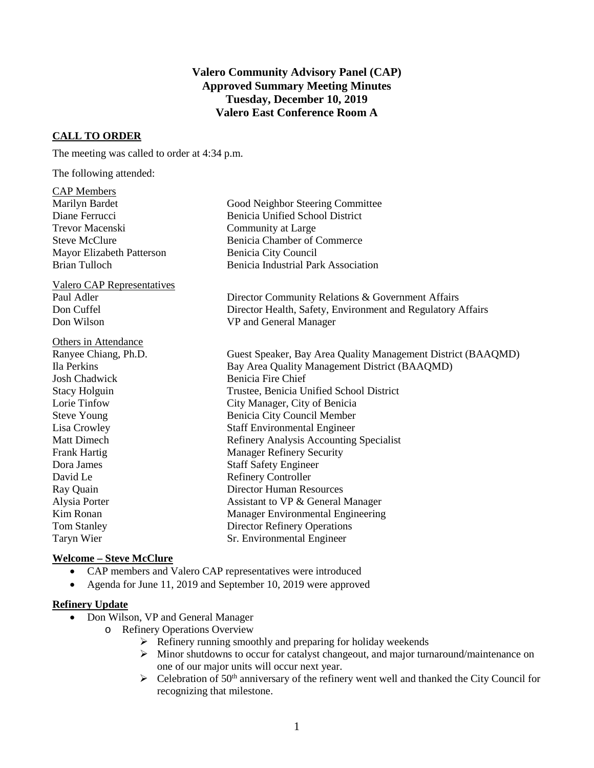# Valero Community Advisory Panel (CAP)
## Approved Summary Meeting Minutes
## Tuesday, December 10, 2019
## Valero East Conference Room A

### CALL TO ORDER

The meeting was called to order at 4:34 p.m.

The following attended:

| CAP Members | |
|---|---|
| Marilyn Bardet | Good Neighbor Steering Committee |
| Diane Ferrucci | Benicia Unified School District |
| Trevor Macenski | Community at Large |
| Steve McClure | Benicia Chamber of Commerce |
| Mayor Elizabeth Patterson | Benicia City Council |
| Brian Tulloch | Benicia Industrial Park Association |

| Valero CAP Representatives | |
|---|---|
| Paul Adler | Director Community Relations & Government Affairs |
| Don Cuffel | Director Health, Safety, Environment and Regulatory Affairs |
| Don Wilson | VP and General Manager |

| Others in Attendance | |
|---|---|
| Ranyee Chiang, Ph.D. | Guest Speaker, Bay Area Quality Management District (BAAQMD) |
| Ila Perkins | Bay Area Quality Management District (BAAQMD) |
| Josh Chadwick | Benicia Fire Chief |
| Stacy Holguin | Trustee, Benicia Unified School District |
| Lorie Tinfow | City Manager, City of Benicia |
| Steve Young | Benicia City Council Member |
| Lisa Crowley | Staff Environmental Engineer |
| Matt Dimech | Refinery Analysis Accounting Specialist |
| Frank Hartig | Manager Refinery Security |
| Dora James | Staff Safety Engineer |
| David Le | Refinery Controller |
| Ray Quain | Director Human Resources |
| Alysia Porter | Assistant to VP & General Manager |
| Kim Ronan | Manager Environmental Engineering |
| Tom Stanley | Director Refinery Operations |
| Taryn Wier | Sr. Environmental Engineer |

### Welcome – Steve McClure

- CAP members and Valero CAP representatives were introduced
- Agenda for June 11, 2019 and September 10, 2019 were approved

### Refinery Update

- Don Wilson, VP and General Manager
  - Refinery Operations Overview
    - Refinery running smoothly and preparing for holiday weekends
    - Minor shutdowns to occur for catalyst changeout, and major turnaround/maintenance on one of our major units will occur next year.
    - Celebration of 50th anniversary of the refinery went well and thanked the City Council for recognizing that milestone.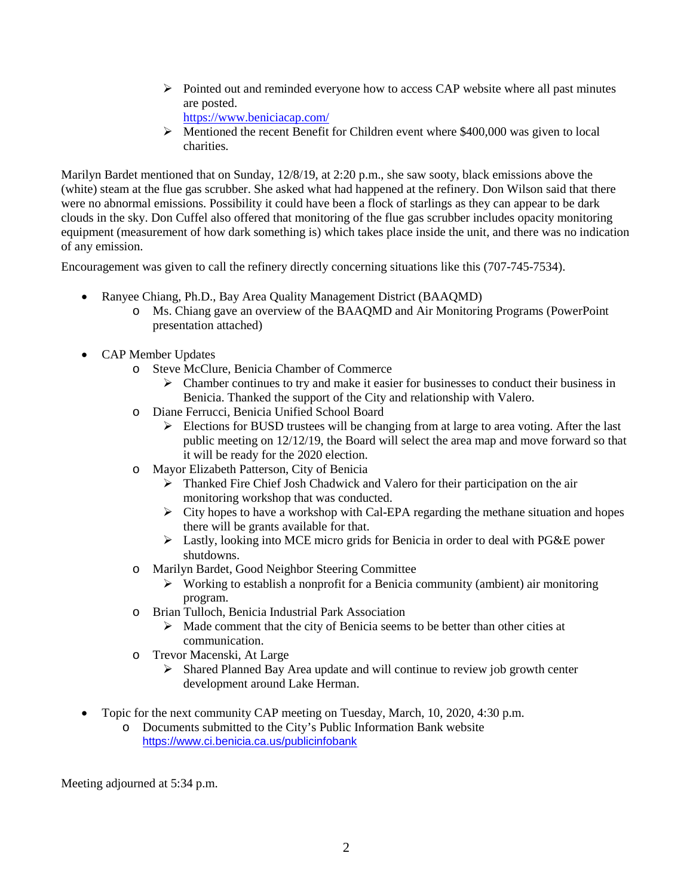- Pointed out and reminded everyone how to access CAP website where all past minutes are posted.
    https://www.beniciacap.com/
  - Mentioned the recent Benefit for Children event where $400,000 was given to local charities.

Marilyn Bardet mentioned that on Sunday, 12/8/19, at 2:20 p.m., she saw sooty, black emissions above the (white) steam at the flue gas scrubber. She asked what had happened at the refinery. Don Wilson said that there were no abnormal emissions. Possibility it could have been a flock of starlings as they can appear to be dark clouds in the sky. Don Cuffel also offered that monitoring of the flue gas scrubber includes opacity monitoring equipment (measurement of how dark something is) which takes place inside the unit, and there was no indication of any emission.

Encouragement was given to call the refinery directly concerning situations like this (707-745-7534).

- Ranyee Chiang, Ph.D., Bay Area Quality Management District (BAAQMD)
  - Ms. Chiang gave an overview of the BAAQMD and Air Monitoring Programs (PowerPoint presentation attached)

- CAP Member Updates
  - Steve McClure, Benicia Chamber of Commerce
    - Chamber continues to try and make it easier for businesses to conduct their business in Benicia. Thanked the support of the City and relationship with Valero.
  - Diane Ferrucci, Benicia Unified School Board
    - Elections for BUSD trustees will be changing from at large to area voting. After the last public meeting on 12/12/19, the Board will select the area map and move forward so that it will be ready for the 2020 election.
  - Mayor Elizabeth Patterson, City of Benicia
    - Thanked Fire Chief Josh Chadwick and Valero for their participation on the air monitoring workshop that was conducted.
    - City hopes to have a workshop with Cal-EPA regarding the methane situation and hopes there will be grants available for that.
    - Lastly, looking into MCE micro grids for Benicia in order to deal with PG&E power shutdowns.
  - Marilyn Bardet, Good Neighbor Steering Committee
    - Working to establish a nonprofit for a Benicia community (ambient) air monitoring program.
  - Brian Tulloch, Benicia Industrial Park Association
    - Made comment that the city of Benicia seems to be better than other cities at communication.
  - Trevor Macenski, At Large
    - Shared Planned Bay Area update and will continue to review job growth center development around Lake Herman.

- Topic for the next community CAP meeting on Tuesday, March, 10, 2020, 4:30 p.m.
  - Documents submitted to the City's Public Information Bank website
    https://www.ci.benicia.ca.us/publicinfobank

Meeting adjourned at 5:34 p.m.